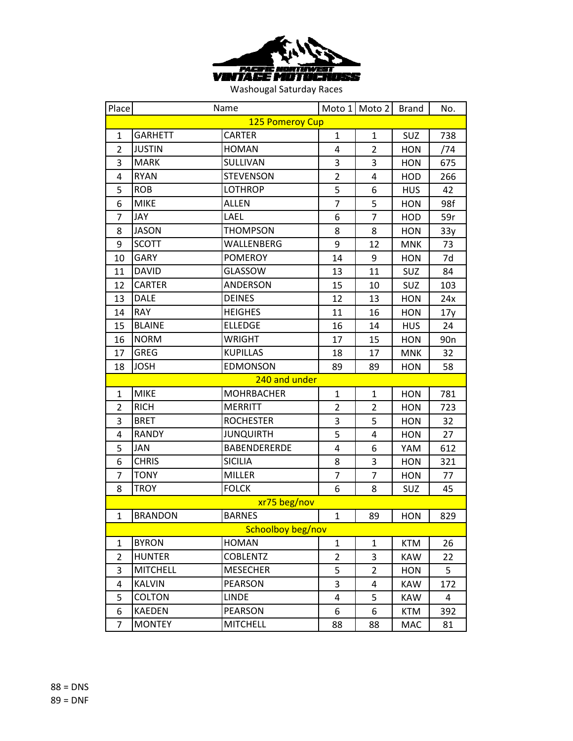# PACIFIC NORTHWEST VINTAGE MOTOCROSS

Washougal Saturday Races

| Place | Name | | Moto 1 | Moto 2 | Brand | No. |
|---|---|---|---|---|---|---|
| **125 Pomeroy Cup** | | | | | | |
| 1 | GARHETT | CARTER | 1 | 1 | SUZ | 738 |
| 2 | JUSTIN | HOMAN | 4 | 2 | HON | /74 |
| 3 | MARK | SULLIVAN | 3 | 3 | HON | 675 |
| 4 | RYAN | STEVENSON | 2 | 4 | HOD | 266 |
| 5 | ROB | LOTHROP | 5 | 6 | HUS | 42 |
| 6 | MIKE | ALLEN | 7 | 5 | HON | 98f |
| 7 | JAY | LAEL | 6 | 7 | HOD | 59r |
| 8 | JASON | THOMPSON | 8 | 8 | HON | 33y |
| 9 | SCOTT | WALLENBERG | 9 | 12 | MNK | 73 |
| 10 | GARY | POMEROY | 14 | 9 | HON | 7d |
| 11 | DAVID | GLASSOW | 13 | 11 | SUZ | 84 |
| 12 | CARTER | ANDERSON | 15 | 10 | SUZ | 103 |
| 13 | DALE | DEINES | 12 | 13 | HON | 24x |
| 14 | RAY | HEIGHES | 11 | 16 | HON | 17y |
| 15 | BLAINE | ELLEDGE | 16 | 14 | HUS | 24 |
| 16 | NORM | WRIGHT | 17 | 15 | HON | 90n |
| 17 | GREG | KUPILLAS | 18 | 17 | MNK | 32 |
| 18 | JOSH | EDMONSON | 89 | 89 | HON | 58 |
| **240 and under** | | | | | | |
| 1 | MIKE | MOHRBACHER | 1 | 1 | HON | 781 |
| 2 | RICH | MERRITT | 2 | 2 | HON | 723 |
| 3 | BRET | ROCHESTER | 3 | 5 | HON | 32 |
| 4 | RANDY | JUNQUIRTH | 5 | 4 | HON | 27 |
| 5 | JAN | BABENDERERDE | 4 | 6 | YAM | 612 |
| 6 | CHRIS | SICILIA | 8 | 3 | HON | 321 |
| 7 | TONY | MILLER | 7 | 7 | HON | 77 |
| 8 | TROY | FOLCK | 6 | 8 | SUZ | 45 |
| **xr75 beg/nov** | | | | | | |
| 1 | BRANDON | BARNES | 1 | 89 | HON | 829 |
| **Schoolboy beg/nov** | | | | | | |
| 1 | BYRON | HOMAN | 1 | 1 | KTM | 26 |
| 2 | HUNTER | COBLENTZ | 2 | 3 | KAW | 22 |
| 3 | MITCHELL | MESECHER | 5 | 2 | HON | 5 |
| 4 | KALVIN | PEARSON | 3 | 4 | KAW | 172 |
| 5 | COLTON | LINDE | 4 | 5 | KAW | 4 |
| 6 | KAEDEN | PEARSON | 6 | 6 | KTM | 392 |
| 7 | MONTEY | MITCHELL | 88 | 88 | MAC | 81 |

88 = DNS

89 = DNF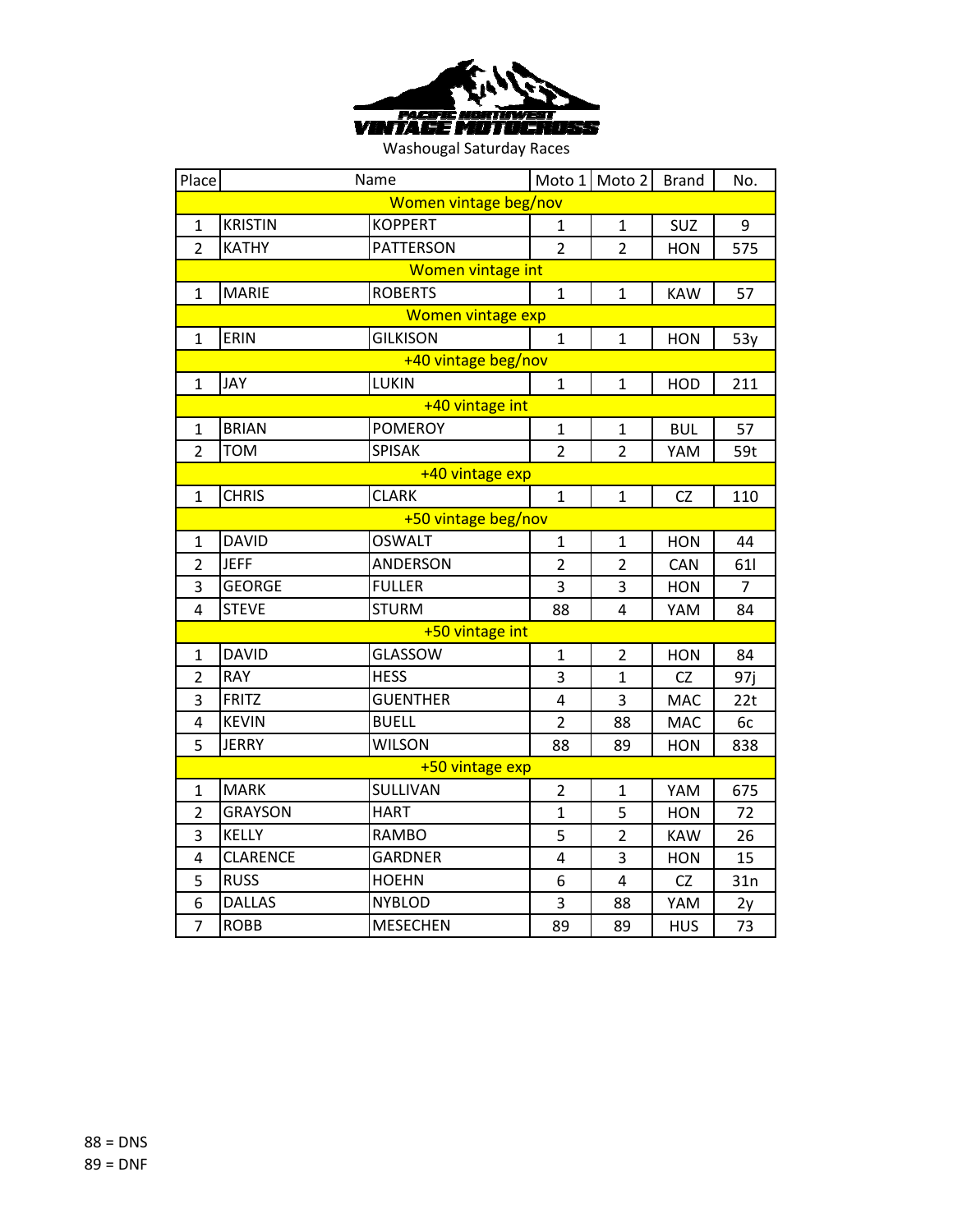PACIFIC NORTHWEST VINTAGE MOTOCROSS

Washougal Saturday Races

| Place | Name | | Moto 1 | Moto 2 | Brand | No. |
|---|---|---|---|---|---|---|
| **Women vintage beg/nov** | | | | | | |
| 1 | KRISTIN | KOPPERT | 1 | 1 | SUZ | 9 |
| 2 | KATHY | PATTERSON | 2 | 2 | HON | 575 |
| **Women vintage int** | | | | | | |
| 1 | MARIE | ROBERTS | 1 | 1 | KAW | 57 |
| **Women vintage exp** | | | | | | |
| 1 | ERIN | GILKISON | 1 | 1 | HON | 53y |
| **+40 vintage beg/nov** | | | | | | |
| 1 | JAY | LUKIN | 1 | 1 | HOD | 211 |
| **+40 vintage int** | | | | | | |
| 1 | BRIAN | POMEROY | 1 | 1 | BUL | 57 |
| 2 | TOM | SPISAK | 2 | 2 | YAM | 59t |
| **+40 vintage exp** | | | | | | |
| 1 | CHRIS | CLARK | 1 | 1 | CZ | 110 |
| **+50 vintage beg/nov** | | | | | | |
| 1 | DAVID | OSWALT | 1 | 1 | HON | 44 |
| 2 | JEFF | ANDERSON | 2 | 2 | CAN | 61l |
| 3 | GEORGE | FULLER | 3 | 3 | HON | 7 |
| 4 | STEVE | STURM | 88 | 4 | YAM | 84 |
| **+50 vintage int** | | | | | | |
| 1 | DAVID | GLASSOW | 1 | 2 | HON | 84 |
| 2 | RAY | HESS | 3 | 1 | CZ | 97j |
| 3 | FRITZ | GUENTHER | 4 | 3 | MAC | 22t |
| 4 | KEVIN | BUELL | 2 | 88 | MAC | 6c |
| 5 | JERRY | WILSON | 88 | 89 | HON | 838 |
| **+50 vintage exp** | | | | | | |
| 1 | MARK | SULLIVAN | 2 | 1 | YAM | 675 |
| 2 | GRAYSON | HART | 1 | 5 | HON | 72 |
| 3 | KELLY | RAMBO | 5 | 2 | KAW | 26 |
| 4 | CLARENCE | GARDNER | 4 | 3 | HON | 15 |
| 5 | RUSS | HOEHN | 6 | 4 | CZ | 31n |
| 6 | DALLAS | NYBLOD | 3 | 88 | YAM | 2y |
| 7 | ROBB | MESECHEN | 89 | 89 | HUS | 73 |

88 = DNS

89 = DNF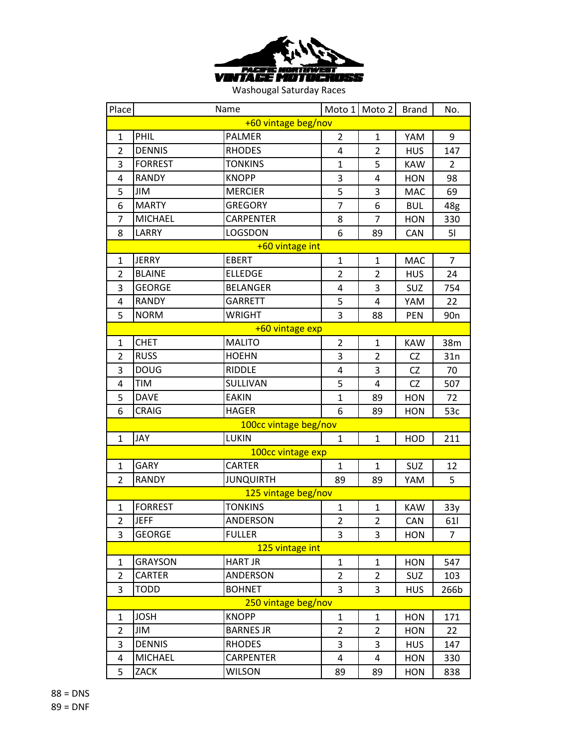PACIFIC NORTHWEST VINTAGE MOTOCROSS

Washougal Saturday Races

| Place | Name | | Moto 1 | Moto 2 | Brand | No. |
|---|---|---|---|---|---|---|
| **+60 vintage beg/nov** | | | | | | |
| 1 | PHIL | PALMER | 2 | 1 | YAM | 9 |
| 2 | DENNIS | RHODES | 4 | 2 | HUS | 147 |
| 3 | FORREST | TONKINS | 1 | 5 | KAW | 2 |
| 4 | RANDY | KNOPP | 3 | 4 | HON | 98 |
| 5 | JIM | MERCIER | 5 | 3 | MAC | 69 |
| 6 | MARTY | GREGORY | 7 | 6 | BUL | 48g |
| 7 | MICHAEL | CARPENTER | 8 | 7 | HON | 330 |
| 8 | LARRY | LOGSDON | 6 | 89 | CAN | 5l |
| **+60 vintage int** | | | | | | |
| 1 | JERRY | EBERT | 1 | 1 | MAC | 7 |
| 2 | BLAINE | ELLEDGE | 2 | 2 | HUS | 24 |
| 3 | GEORGE | BELANGER | 4 | 3 | SUZ | 754 |
| 4 | RANDY | GARRETT | 5 | 4 | YAM | 22 |
| 5 | NORM | WRIGHT | 3 | 88 | PEN | 90n |
| **+60 vintage exp** | | | | | | |
| 1 | CHET | MALITO | 2 | 1 | KAW | 38m |
| 2 | RUSS | HOEHN | 3 | 2 | CZ | 31n |
| 3 | DOUG | RIDDLE | 4 | 3 | CZ | 70 |
| 4 | TIM | SULLIVAN | 5 | 4 | CZ | 507 |
| 5 | DAVE | EAKIN | 1 | 89 | HON | 72 |
| 6 | CRAIG | HAGER | 6 | 89 | HON | 53c |
| **100cc vintage beg/nov** | | | | | | |
| 1 | JAY | LUKIN | 1 | 1 | HOD | 211 |
| **100cc vintage exp** | | | | | | |
| 1 | GARY | CARTER | 1 | 1 | SUZ | 12 |
| 2 | RANDY | JUNQUIRTH | 89 | 89 | YAM | 5 |
| **125 vintage beg/nov** | | | | | | |
| 1 | FORREST | TONKINS | 1 | 1 | KAW | 33y |
| 2 | JEFF | ANDERSON | 2 | 2 | CAN | 61l |
| 3 | GEORGE | FULLER | 3 | 3 | HON | 7 |
| **125 vintage int** | | | | | | |
| 1 | GRAYSON | HART JR | 1 | 1 | HON | 547 |
| 2 | CARTER | ANDERSON | 2 | 2 | SUZ | 103 |
| 3 | TODD | BOHNET | 3 | 3 | HUS | 266b |
| **250 vintage beg/nov** | | | | | | |
| 1 | JOSH | KNOPP | 1 | 1 | HON | 171 |
| 2 | JIM | BARNES JR | 2 | 2 | HON | 22 |
| 3 | DENNIS | RHODES | 3 | 3 | HUS | 147 |
| 4 | MICHAEL | CARPENTER | 4 | 4 | HON | 330 |
| 5 | ZACK | WILSON | 89 | 89 | HON | 838 |

88 = DNS

89 = DNF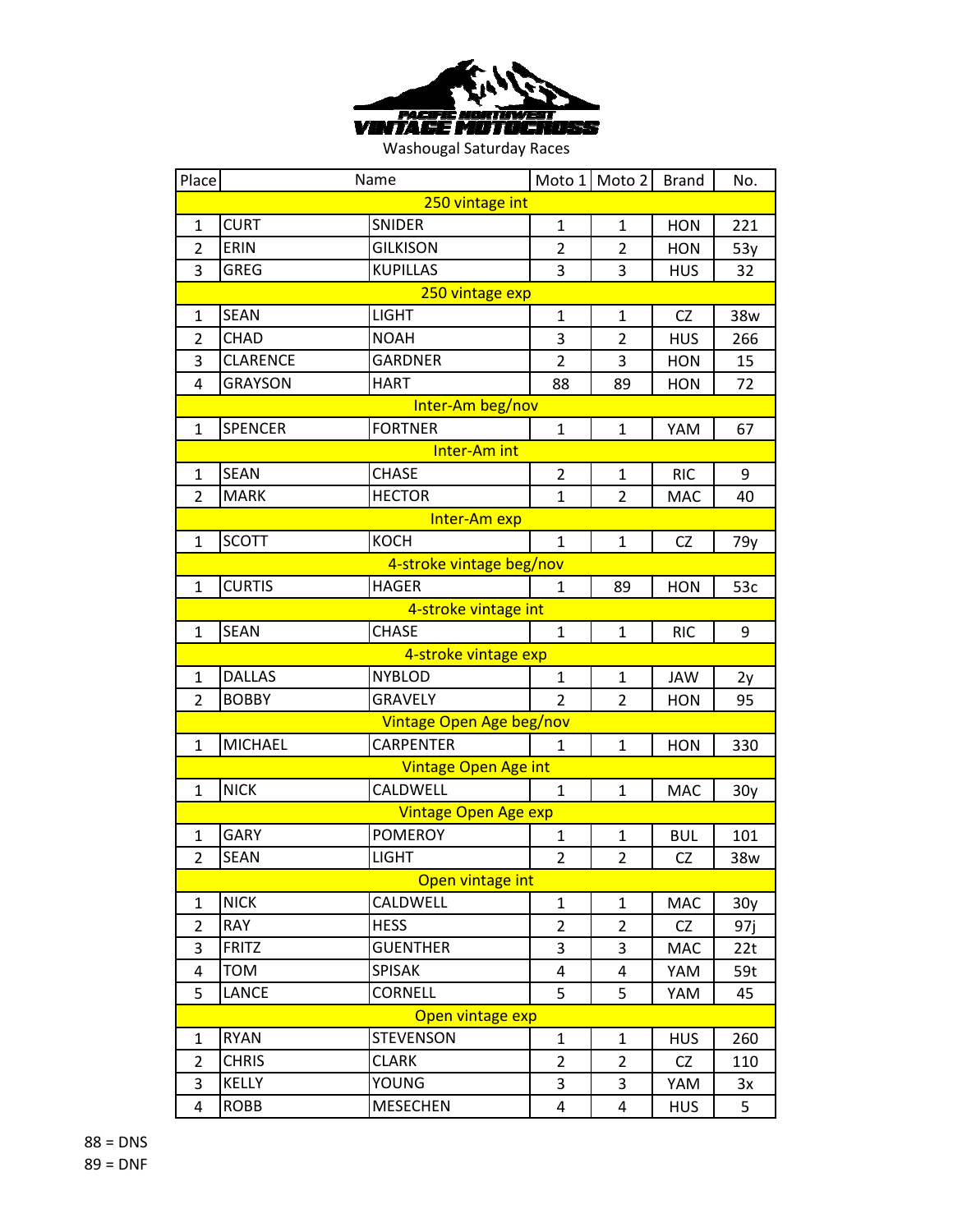PACIFIC NORTHWEST VINTAGE MOTOCROSS

Washougal Saturday Races

| Place | Name | | Moto 1 | Moto 2 | Brand | No. |
|---|---|---|---|---|---|---|
| | | 250 vintage int | | | | |
| 1 | CURT | SNIDER | 1 | 1 | HON | 221 |
| 2 | ERIN | GILKISON | 2 | 2 | HON | 53y |
| 3 | GREG | KUPILLAS | 3 | 3 | HUS | 32 |
| | | 250 vintage exp | | | | |
| 1 | SEAN | LIGHT | 1 | 1 | CZ | 38w |
| 2 | CHAD | NOAH | 3 | 2 | HUS | 266 |
| 3 | CLARENCE | GARDNER | 2 | 3 | HON | 15 |
| 4 | GRAYSON | HART | 88 | 89 | HON | 72 |
| | | Inter-Am beg/nov | | | | |
| 1 | SPENCER | FORTNER | 1 | 1 | YAM | 67 |
| | | Inter-Am int | | | | |
| 1 | SEAN | CHASE | 2 | 1 | RIC | 9 |
| 2 | MARK | HECTOR | 1 | 2 | MAC | 40 |
| | | Inter-Am exp | | | | |
| 1 | SCOTT | KOCH | 1 | 1 | CZ | 79y |
| | | 4-stroke vintage beg/nov | | | | |
| 1 | CURTIS | HAGER | 1 | 89 | HON | 53c |
| | | 4-stroke vintage int | | | | |
| 1 | SEAN | CHASE | 1 | 1 | RIC | 9 |
| | | 4-stroke vintage exp | | | | |
| 1 | DALLAS | NYBLOD | 1 | 1 | JAW | 2y |
| 2 | BOBBY | GRAVELY | 2 | 2 | HON | 95 |
| | | Vintage Open Age beg/nov | | | | |
| 1 | MICHAEL | CARPENTER | 1 | 1 | HON | 330 |
| | | Vintage Open Age int | | | | |
| 1 | NICK | CALDWELL | 1 | 1 | MAC | 30y |
| | | Vintage Open Age exp | | | | |
| 1 | GARY | POMEROY | 1 | 1 | BUL | 101 |
| 2 | SEAN | LIGHT | 2 | 2 | CZ | 38w |
| | | Open vintage int | | | | |
| 1 | NICK | CALDWELL | 1 | 1 | MAC | 30y |
| 2 | RAY | HESS | 2 | 2 | CZ | 97j |
| 3 | FRITZ | GUENTHER | 3 | 3 | MAC | 22t |
| 4 | TOM | SPISAK | 4 | 4 | YAM | 59t |
| 5 | LANCE | CORNELL | 5 | 5 | YAM | 45 |
| | | Open vintage exp | | | | |
| 1 | RYAN | STEVENSON | 1 | 1 | HUS | 260 |
| 2 | CHRIS | CLARK | 2 | 2 | CZ | 110 |
| 3 | KELLY | YOUNG | 3 | 3 | YAM | 3x |
| 4 | ROBB | MESECHEN | 4 | 4 | HUS | 5 |

88 = DNS

89 = DNF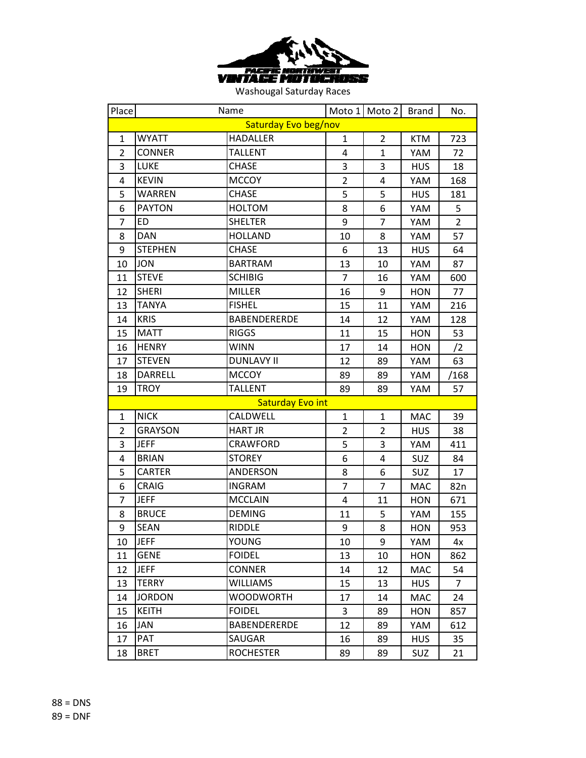PACIFIC NORTHWEST VINTAGE MOTOCROSS

Washougal Saturday Races

| Place | Name | | Moto 1 | Moto 2 | Brand | No. |
|---|---|---|---|---|---|---|
| Saturday Evo beg/nov | | | | | | |
| 1 | WYATT | HADALLER | 1 | 2 | KTM | 723 |
| 2 | CONNER | TALLENT | 4 | 1 | YAM | 72 |
| 3 | LUKE | CHASE | 3 | 3 | HUS | 18 |
| 4 | KEVIN | MCCOY | 2 | 4 | YAM | 168 |
| 5 | WARREN | CHASE | 5 | 5 | HUS | 181 |
| 6 | PAYTON | HOLTOM | 8 | 6 | YAM | 5 |
| 7 | ED | SHELTER | 9 | 7 | YAM | 2 |
| 8 | DAN | HOLLAND | 10 | 8 | YAM | 57 |
| 9 | STEPHEN | CHASE | 6 | 13 | HUS | 64 |
| 10 | JON | BARTRAM | 13 | 10 | YAM | 87 |
| 11 | STEVE | SCHIBIG | 7 | 16 | YAM | 600 |
| 12 | SHERI | MILLER | 16 | 9 | HON | 77 |
| 13 | TANYA | FISHEL | 15 | 11 | YAM | 216 |
| 14 | KRIS | BABENDERERDE | 14 | 12 | YAM | 128 |
| 15 | MATT | RIGGS | 11 | 15 | HON | 53 |
| 16 | HENRY | WINN | 17 | 14 | HON | /2 |
| 17 | STEVEN | DUNLAVY II | 12 | 89 | YAM | 63 |
| 18 | DARRELL | MCCOY | 89 | 89 | YAM | /168 |
| 19 | TROY | TALLENT | 89 | 89 | YAM | 57 |
| Saturday Evo int | | | | | | |
| 1 | NICK | CALDWELL | 1 | 1 | MAC | 39 |
| 2 | GRAYSON | HART JR | 2 | 2 | HUS | 38 |
| 3 | JEFF | CRAWFORD | 5 | 3 | YAM | 411 |
| 4 | BRIAN | STOREY | 6 | 4 | SUZ | 84 |
| 5 | CARTER | ANDERSON | 8 | 6 | SUZ | 17 |
| 6 | CRAIG | INGRAM | 7 | 7 | MAC | 82n |
| 7 | JEFF | MCCLAIN | 4 | 11 | HON | 671 |
| 8 | BRUCE | DEMING | 11 | 5 | YAM | 155 |
| 9 | SEAN | RIDDLE | 9 | 8 | HON | 953 |
| 10 | JEFF | YOUNG | 10 | 9 | YAM | 4x |
| 11 | GENE | FOIDEL | 13 | 10 | HON | 862 |
| 12 | JEFF | CONNER | 14 | 12 | MAC | 54 |
| 13 | TERRY | WILLIAMS | 15 | 13 | HUS | 7 |
| 14 | JORDON | WOODWORTH | 17 | 14 | MAC | 24 |
| 15 | KEITH | FOIDEL | 3 | 89 | HON | 857 |
| 16 | JAN | BABENDERERDE | 12 | 89 | YAM | 612 |
| 17 | PAT | SAUGAR | 16 | 89 | HUS | 35 |
| 18 | BRET | ROCHESTER | 89 | 89 | SUZ | 21 |

88 = DNS

89 = DNF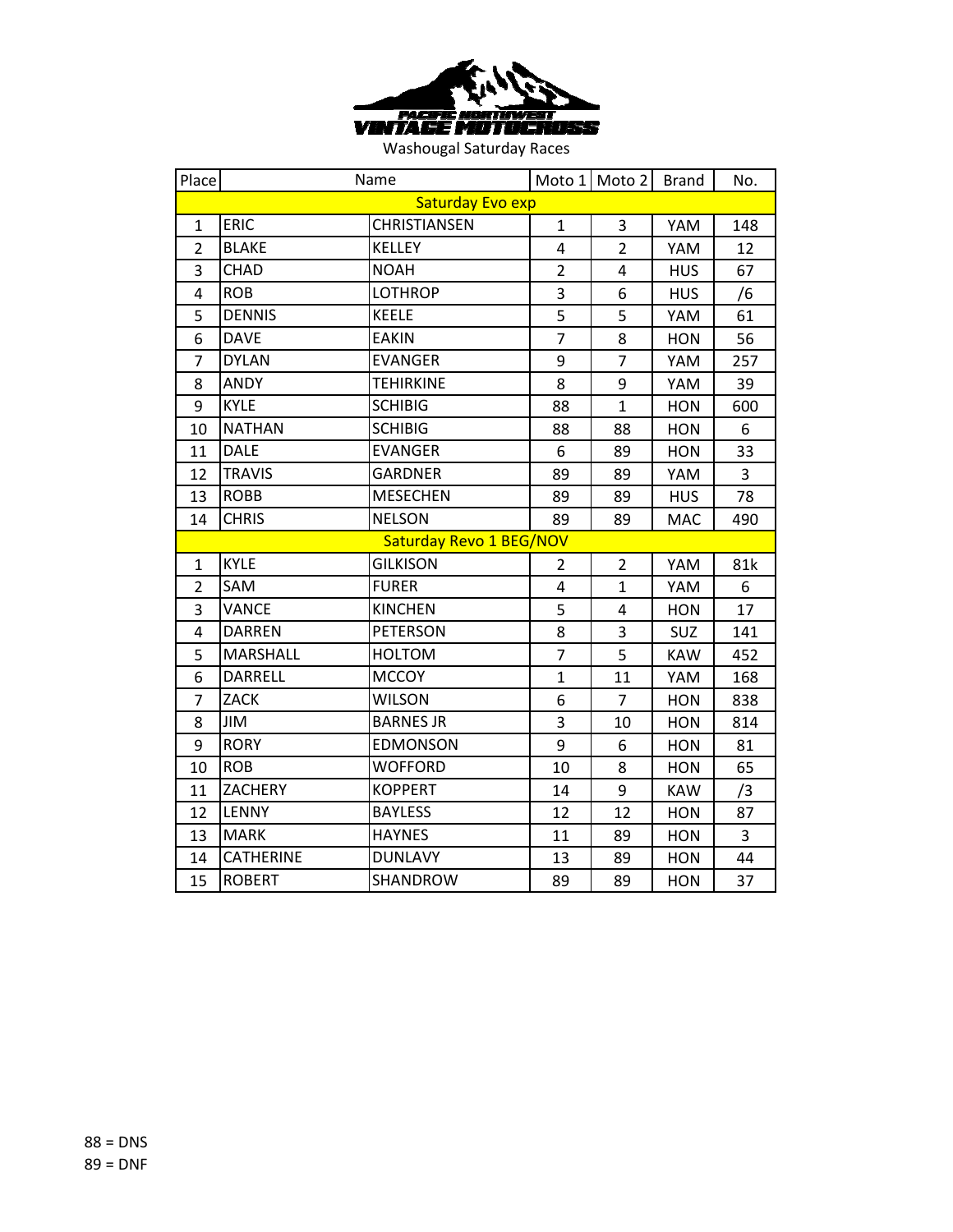PACIFIC NORTHWEST VINTAGE MOTOCROSS

Washougal Saturday Races

| Place | Name | | Moto 1 | Moto 2 | Brand | No. |
|---|---|---|---|---|---|---|
| Saturday Evo exp | | | | | | |
| 1 | ERIC | CHRISTIANSEN | 1 | 3 | YAM | 148 |
| 2 | BLAKE | KELLEY | 4 | 2 | YAM | 12 |
| 3 | CHAD | NOAH | 2 | 4 | HUS | 67 |
| 4 | ROB | LOTHROP | 3 | 6 | HUS | /6 |
| 5 | DENNIS | KEELE | 5 | 5 | YAM | 61 |
| 6 | DAVE | EAKIN | 7 | 8 | HON | 56 |
| 7 | DYLAN | EVANGER | 9 | 7 | YAM | 257 |
| 8 | ANDY | TEHIRKINE | 8 | 9 | YAM | 39 |
| 9 | KYLE | SCHIBIG | 88 | 1 | HON | 600 |
| 10 | NATHAN | SCHIBIG | 88 | 88 | HON | 6 |
| 11 | DALE | EVANGER | 6 | 89 | HON | 33 |
| 12 | TRAVIS | GARDNER | 89 | 89 | YAM | 3 |
| 13 | ROBB | MESECHEN | 89 | 89 | HUS | 78 |
| 14 | CHRIS | NELSON | 89 | 89 | MAC | 490 |
| Saturday Revo 1 BEG/NOV | | | | | | |
| 1 | KYLE | GILKISON | 2 | 2 | YAM | 81k |
| 2 | SAM | FURER | 4 | 1 | YAM | 6 |
| 3 | VANCE | KINCHEN | 5 | 4 | HON | 17 |
| 4 | DARREN | PETERSON | 8 | 3 | SUZ | 141 |
| 5 | MARSHALL | HOLTOM | 7 | 5 | KAW | 452 |
| 6 | DARRELL | MCCOY | 1 | 11 | YAM | 168 |
| 7 | ZACK | WILSON | 6 | 7 | HON | 838 |
| 8 | JIM | BARNES JR | 3 | 10 | HON | 814 |
| 9 | RORY | EDMONSON | 9 | 6 | HON | 81 |
| 10 | ROB | WOFFORD | 10 | 8 | HON | 65 |
| 11 | ZACHERY | KOPPERT | 14 | 9 | KAW | /3 |
| 12 | LENNY | BAYLESS | 12 | 12 | HON | 87 |
| 13 | MARK | HAYNES | 11 | 89 | HON | 3 |
| 14 | CATHERINE | DUNLAVY | 13 | 89 | HON | 44 |
| 15 | ROBERT | SHANDROW | 89 | 89 | HON | 37 |

88 = DNS

89 = DNF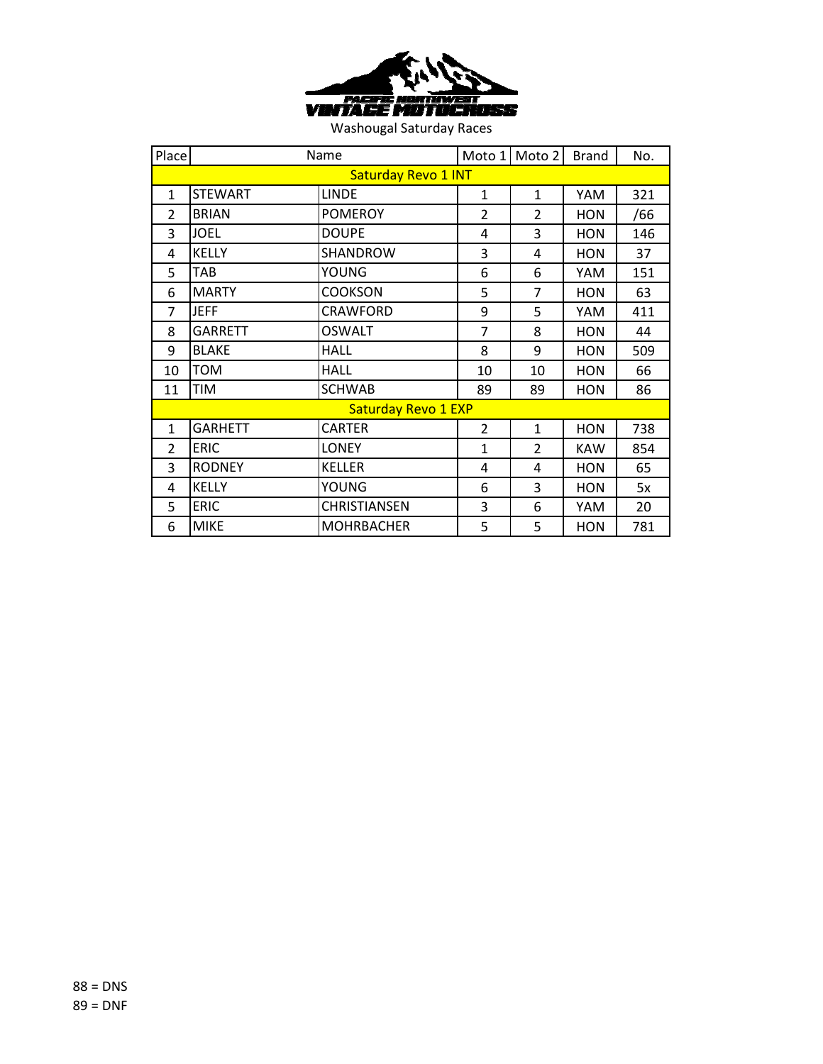PACIFIC NORTHWEST VINTAGE MOTOCROSS

Washougal Saturday Races

| Place | Name | | Moto 1 | Moto 2 | Brand | No. |
|---|---|---|---|---|---|---|
| Saturday Revo 1 INT | | | | | | |
| 1 | STEWART | LINDE | 1 | 1 | YAM | 321 |
| 2 | BRIAN | POMEROY | 2 | 2 | HON | /66 |
| 3 | JOEL | DOUPE | 4 | 3 | HON | 146 |
| 4 | KELLY | SHANDROW | 3 | 4 | HON | 37 |
| 5 | TAB | YOUNG | 6 | 6 | YAM | 151 |
| 6 | MARTY | COOKSON | 5 | 7 | HON | 63 |
| 7 | JEFF | CRAWFORD | 9 | 5 | YAM | 411 |
| 8 | GARRETT | OSWALT | 7 | 8 | HON | 44 |
| 9 | BLAKE | HALL | 8 | 9 | HON | 509 |
| 10 | TOM | HALL | 10 | 10 | HON | 66 |
| 11 | TIM | SCHWAB | 89 | 89 | HON | 86 |
| Saturday Revo 1 EXP | | | | | | |
| 1 | GARHETT | CARTER | 2 | 1 | HON | 738 |
| 2 | ERIC | LONEY | 1 | 2 | KAW | 854 |
| 3 | RODNEY | KELLER | 4 | 4 | HON | 65 |
| 4 | KELLY | YOUNG | 6 | 3 | HON | 5x |
| 5 | ERIC | CHRISTIANSEN | 3 | 6 | YAM | 20 |
| 6 | MIKE | MOHRBACHER | 5 | 5 | HON | 781 |

88 = DNS

89 = DNF